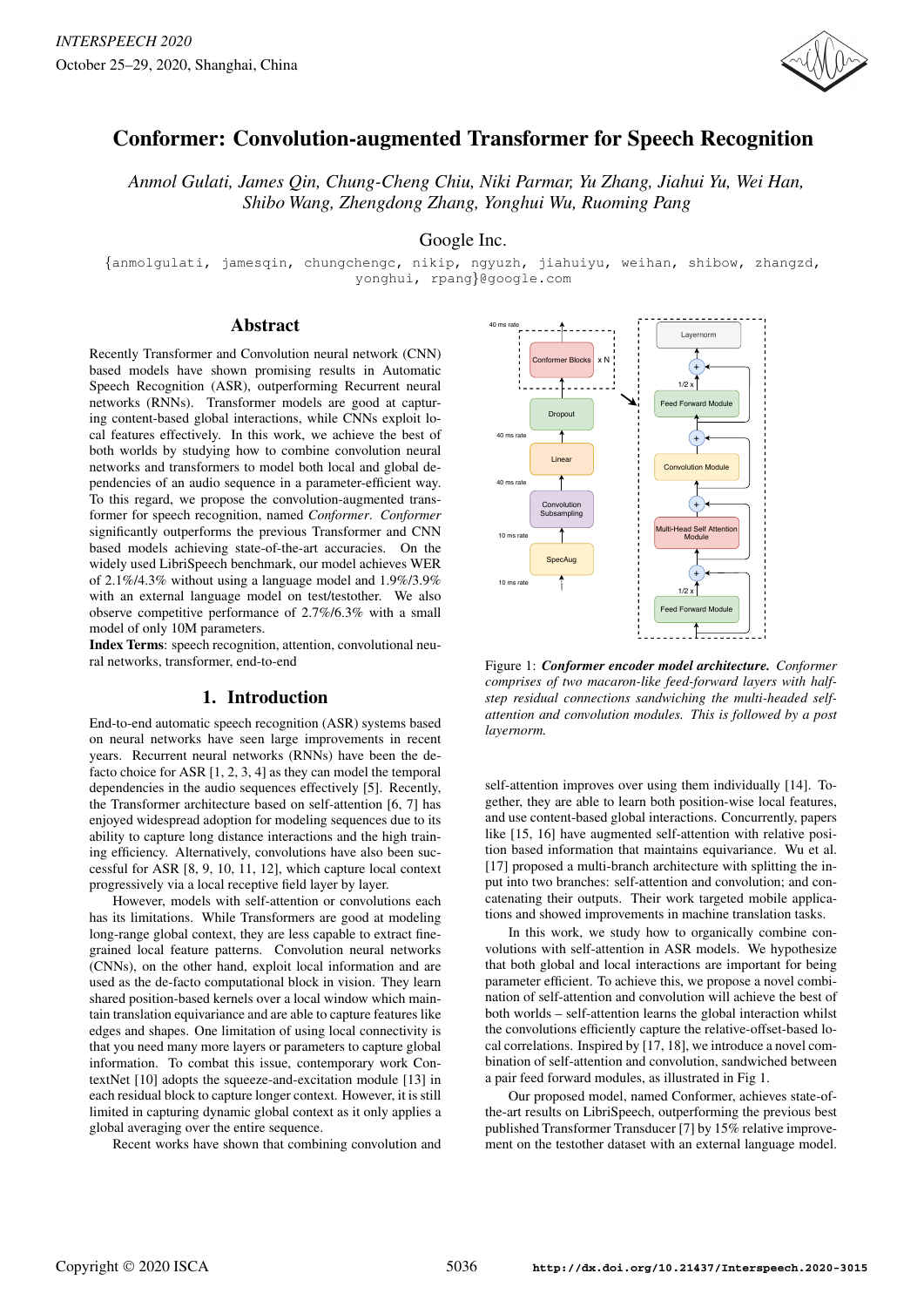# Conformer: Convolution-augmented Transformer for Speech Recognition

*Anmol Gulati, James Qin, Chung-Cheng Chiu, Niki Parmar, Yu Zhang, Jiahui Yu, Wei Han, Shibo Wang, Zhengdong Zhang, Yonghui Wu, Ruoming Pang*

Google Inc.

{anmolgulati, jamesqin, chungchengc, nikip, ngyuzh, jiahuiyu, weihan, shibow, zhangzd, yonghui, rpang}@google.com

## Abstract

Recently Transformer and Convolution neural network (CNN) based models have shown promising results in Automatic Speech Recognition (ASR), outperforming Recurrent neural networks (RNNs). Transformer models are good at capturing content-based global interactions, while CNNs exploit local features effectively. In this work, we achieve the best of both worlds by studying how to combine convolution neural networks and transformers to model both local and global dependencies of an audio sequence in a parameter-efficient way. To this regard, we propose the convolution-augmented transformer for speech recognition, named *Conformer*. *Conformer* significantly outperforms the previous Transformer and CNN based models achieving state-of-the-art accuracies. On the widely used LibriSpeech benchmark, our model achieves WER of 2.1%/4.3% without using a language model and 1.9%/3.9% with an external language model on test/testother. We also observe competitive performance of 2.7%/6.3% with a small model of only 10M parameters.

**Index Terms**: speech recognition, attention, convolutional neural networks, transformer, end-to-end

## 1. Introduction

End-to-end automatic speech recognition (ASR) systems based on neural networks have seen large improvements in recent years. Recurrent neural networks (RNNs) have been the de-facto choice for ASR [1, 2, 3, 4] as they can model the temporal dependencies in the audio sequences effectively [5]. Recently, the Transformer architecture based on self-attention [6, 7] has enjoyed widespread adoption for modeling sequences due to its ability to capture long distance interactions and the high training efficiency. Alternatively, convolutions have also been successful for ASR [8, 9, 10, 11, 12], which capture local context progressively via a local receptive field layer by layer.

However, models with self-attention or convolutions each has its limitations. While Transformers are good at modeling long-range global context, they are less capable to extract fine-grained local feature patterns. Convolution neural networks (CNNs), on the other hand, exploit local information and are used as the de-facto computational block in vision. They learn shared position-based kernels over a local window which maintain translation equivariance and are able to capture features like edges and shapes. One limitation of using local connectivity is that you need many more layers or parameters to capture global information. To combat this issue, contemporary work ContextNet [10] adopts the squeeze-and-excitation module [13] in each residual block to capture longer context. However, it is still limited in capturing dynamic global context as it only applies a global averaging over the entire sequence.

Recent works have shown that combining convolution and self-attention improves over using them individually [14]. Together, they are able to learn both position-wise local features, and use content-based global interactions. Concurrently, papers like [15, 16] have augmented self-attention with relative position based information that maintains equivariance. Wu et al. [17] proposed a multi-branch architecture with splitting the input into two branches: self-attention and convolution; and concatenating their outputs. Their work targeted mobile applications and showed improvements in machine translation tasks.

In this work, we study how to organically combine convolutions with self-attention in ASR models. We hypothesize that both global and local interactions are important for being parameter efficient. To achieve this, we propose a novel combination of self-attention and convolution will achieve the best of both worlds – self-attention learns the global interaction whilst the convolutions efficiently capture the relative-offset-based local correlations. Inspired by [17, 18], we introduce a novel combination of self-attention and convolution, sandwiched between a pair feed forward modules, as illustrated in Fig 1.

Our proposed model, named Conformer, achieves state-of-the-art results on LibriSpeech, outperforming the previous best published Transformer Transducer [7] by 15% relative improvement on the testother dataset with an external language model.

Figure 1: ***Conformer encoder model architecture.*** *Conformer comprises of two macaron-like feed-forward layers with half-step residual connections sandwiching the multi-headed self-attention and convolution modules. This is followed by a post layernorm.*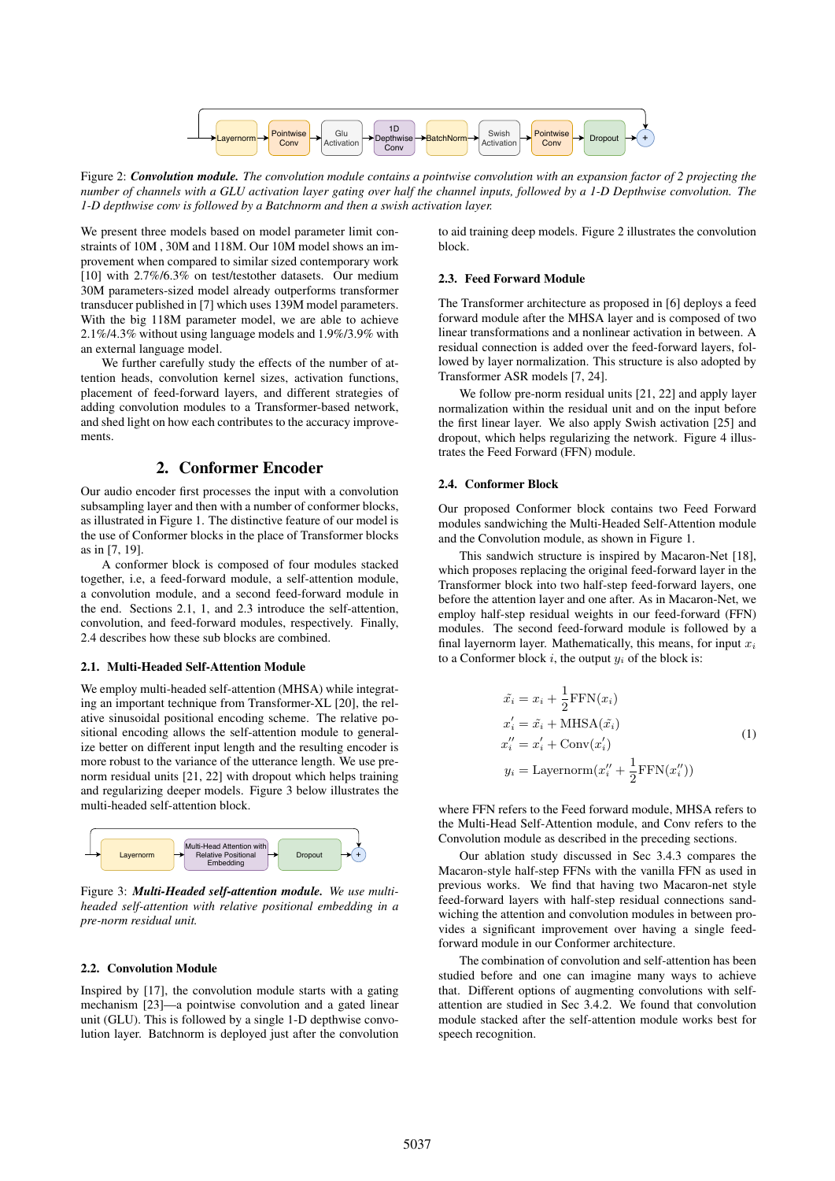Figure 2: ***Convolution module.*** *The convolution module contains a pointwise convolution with an expansion factor of 2 projecting the number of channels with a GLU activation layer gating over half the channel inputs, followed by a 1-D Depthwise convolution. The 1-D depthwise conv is followed by a Batchnorm and then a swish activation layer.*

We present three models based on model parameter limit constraints of 10M , 30M and 118M. Our 10M model shows an improvement when compared to similar sized contemporary work [10] with 2.7%/6.3% on test/testother datasets. Our medium 30M parameters-sized model already outperforms transformer transducer published in [7] which uses 139M model parameters. With the big 118M parameter model, we are able to achieve 2.1%/4.3% without using language models and 1.9%/3.9% with an external language model.

We further carefully study the effects of the number of attention heads, convolution kernel sizes, activation functions, placement of feed-forward layers, and different strategies of adding convolution modules to a Transformer-based network, and shed light on how each contributes to the accuracy improvements.

## 2. Conformer Encoder

Our audio encoder first processes the input with a convolution subsampling layer and then with a number of conformer blocks, as illustrated in Figure 1. The distinctive feature of our model is the use of Conformer blocks in the place of Transformer blocks as in [7, 19].

A conformer block is composed of four modules stacked together, i.e, a feed-forward module, a self-attention module, a convolution module, and a second feed-forward module in the end. Sections 2.1, 1, and 2.3 introduce the self-attention, convolution, and feed-forward modules, respectively. Finally, 2.4 describes how these sub blocks are combined.

### 2.1. Multi-Headed Self-Attention Module

We employ multi-headed self-attention (MHSA) while integrating an important technique from Transformer-XL [20], the relative sinusoidal positional encoding scheme. The relative positional encoding allows the self-attention module to generalize better on different input length and the resulting encoder is more robust to the variance of the utterance length. We use pre-norm residual units [21, 22] with dropout which helps training and regularizing deeper models. Figure 3 below illustrates the multi-headed self-attention block.

Figure 3: ***Multi-Headed self-attention module.*** *We use multi-headed self-attention with relative positional embedding in a pre-norm residual unit.*

### 2.2. Convolution Module

Inspired by [17], the convolution module starts with a gating mechanism [23]—a pointwise convolution and a gated linear unit (GLU). This is followed by a single 1-D depthwise convolution layer. Batchnorm is deployed just after the convolution to aid training deep models. Figure 2 illustrates the convolution block.

### 2.3. Feed Forward Module

The Transformer architecture as proposed in [6] deploys a feed forward module after the MHSA layer and is composed of two linear transformations and a nonlinear activation in between. A residual connection is added over the feed-forward layers, followed by layer normalization. This structure is also adopted by Transformer ASR models [7, 24].

We follow pre-norm residual units [21, 22] and apply layer normalization within the residual unit and on the input before the first linear layer. We also apply Swish activation [25] and dropout, which helps regularizing the network. Figure 4 illustrates the Feed Forward (FFN) module.

### 2.4. Conformer Block

Our proposed Conformer block contains two Feed Forward modules sandwiching the Multi-Headed Self-Attention module and the Convolution module, as shown in Figure 1.

This sandwich structure is inspired by Macaron-Net [18], which proposes replacing the original feed-forward layer in the Transformer block into two half-step feed-forward layers, one before the attention layer and one after. As in Macaron-Net, we employ half-step residual weights in our feed-forward (FFN) modules. The second feed-forward module is followed by a final layernorm layer. Mathematically, this means, for input $x_i$ to a Conformer block $i$, the output $y_i$ of the block is:

$$
\begin{aligned}
\tilde{x_i} &= x_i + \frac{1}{2}\mathrm{FFN}(x_i) \\
x_i' &= \tilde{x_i} + \mathrm{MHSA}(\tilde{x_i}) \\
x_i'' &= x_i' + \mathrm{Conv}(x_i') \\
y_i &= \mathrm{Layernorm}(x_i'' + \frac{1}{2}\mathrm{FFN}(x_i''))
\end{aligned}
\tag{1}
$$

where FFN refers to the Feed forward module, MHSA refers to the Multi-Head Self-Attention module, and Conv refers to the Convolution module as described in the preceding sections.

Our ablation study discussed in Sec 3.4.3 compares the Macaron-style half-step FFNs with the vanilla FFN as used in previous works. We find that having two Macaron-net style feed-forward layers with half-step residual connections sandwiching the attention and convolution modules in between provides a significant improvement over having a single feed-forward module in our Conformer architecture.

The combination of convolution and self-attention has been studied before and one can imagine many ways to achieve that. Different options of augmenting convolutions with self-attention are studied in Sec 3.4.2. We found that convolution module stacked after the self-attention module works best for speech recognition.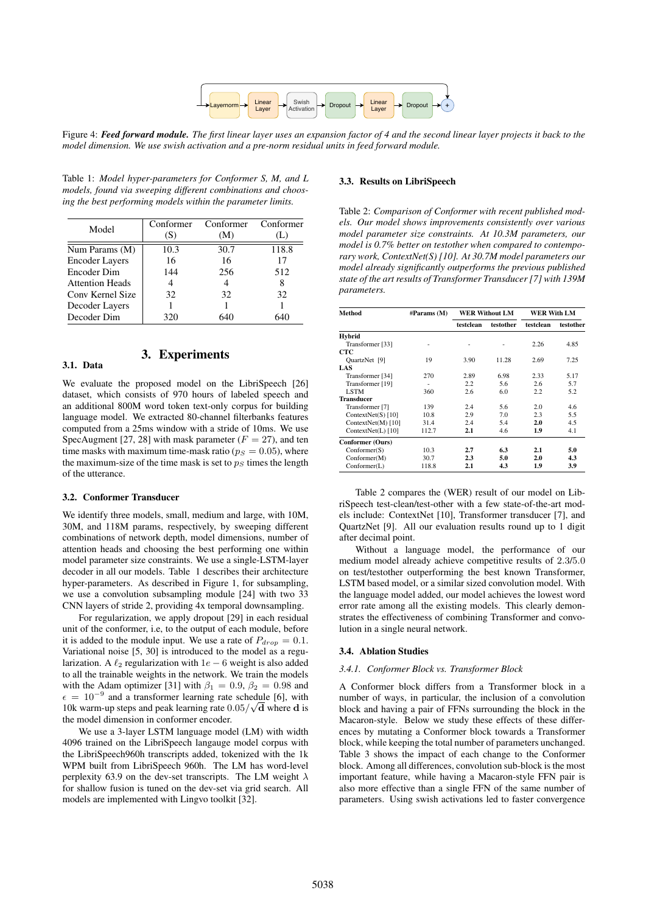Layernorm → Linear Layer → Swish Activation → Dropout → Linear Layer → Dropout → +

Figure 4: ***Feed forward module.*** *The first linear layer uses an expansion factor of 4 and the second linear layer projects it back to the model dimension. We use swish activation and a pre-norm residual units in feed forward module.*

Table 1: *Model hyper-parameters for Conformer S, M, and L models, found via sweeping different combinations and choosing the best performing models within the parameter limits.*

| Model | Conformer (S) | Conformer (M) | Conformer (L) |
|---|---|---|---|
| Num Params (M) | 10.3 | 30.7 | 118.8 |
| Encoder Layers | 16 | 16 | 17 |
| Encoder Dim | 144 | 256 | 512 |
| Attention Heads | 4 | 4 | 8 |
| Conv Kernel Size | 32 | 32 | 32 |
| Decoder Layers | 1 | 1 | 1 |
| Decoder Dim | 320 | 640 | 640 |

# 3. Experiments

## 3.1. Data

We evaluate the proposed model on the LibriSpeech [26] dataset, which consists of 970 hours of labeled speech and an additional 800M word token text-only corpus for building language model. We extracted 80-channel filterbanks features computed from a 25ms window with a stride of 10ms. We use SpecAugment [27, 28] with mask parameter ($F = 27$), and ten time masks with maximum time-mask ratio ($p_S = 0.05$), where the maximum-size of the time mask is set to $p_S$ times the length of the utterance.

## 3.2. Conformer Transducer

We identify three models, small, medium and large, with 10M, 30M, and 118M params, respectively, by sweeping different combinations of network depth, model dimensions, number of attention heads and choosing the best performing one within model parameter size constraints. We use a single-LSTM-layer decoder in all our models. Table 1 describes their architecture hyper-parameters. As described in Figure 1, for subsampling, we use a convolution subsampling module [24] with two 33 CNN layers of stride 2, providing 4x temporal downsampling.

For regularization, we apply dropout [29] in each residual unit of the conformer, i.e, to the output of each module, before it is added to the module input. We use a rate of $P_{drop} = 0.1$. Variational noise [5, 30] is introduced to the model as a regularization. A $\ell_2$ regularization with $1e-6$ weight is also added to all the trainable weights in the network. We train the models with the Adam optimizer [31] with $\beta_1 = 0.9$, $\beta_2 = 0.98$ and $\epsilon = 10^{-9}$ and a transformer learning rate schedule [6], with 10k warm-up steps and peak learning rate $0.05/\sqrt{\mathbf{d}}$ where $\mathbf{d}$ is the model dimension in conformer encoder.

We use a 3-layer LSTM language model (LM) with width 4096 trained on the LibriSpeech langauge model corpus with the LibriSpeech960h transcripts added, tokenized with the 1k WPM built from LibriSpeech 960h. The LM has word-level perplexity 63.9 on the dev-set transcripts. The LM weight $\lambda$ for shallow fusion is tuned on the dev-set via grid search. All models are implemented with Lingvo toolkit [32].

## 3.3. Results on LibriSpeech

Table 2: *Comparison of Conformer with recent published models. Our model shows improvements consistently over various model parameter size constraints. At 10.3M parameters, our model is 0.7% better on testother when compared to contemporary work, ContextNet(S) [10]. At 30.7M model parameters our model already significantly outperforms the previous published state of the art results of Transformer Transducer [7] with 139M parameters.*

| Method | #Params (M) | WER Without LM | | WER With LM | |
|---|---|---|---|---|---|
| | | testclean | testother | testclean | testother |
| **Hybrid** | | | | | |
| Transformer [33] | - | - | - | 2.26 | 4.85 |
| **CTC** | | | | | |
| QuartzNet [9] | 19 | 3.90 | 11.28 | 2.69 | 7.25 |
| **LAS** | | | | | |
| Transformer [34] | 270 | 2.89 | 6.98 | 2.33 | 5.17 |
| Transformer [19] | - | 2.2 | 5.6 | 2.6 | 5.7 |
| LSTM | 360 | 2.6 | 6.0 | 2.2 | 5.2 |
| **Transducer** | | | | | |
| Transformer [7] | 139 | 2.4 | 5.6 | 2.0 | 4.6 |
| ContextNet(S) [10] | 10.8 | 2.9 | 7.0 | 2.3 | 5.5 |
| ContextNet(M) [10] | 31.4 | 2.4 | 5.4 | **2.0** | 4.5 |
| ContextNet(L) [10] | 112.7 | **2.1** | 4.6 | **1.9** | 4.1 |
| **Conformer (Ours)** | | | | | |
| Conformer(S) | 10.3 | **2.7** | **6.3** | **2.1** | **5.0** |
| Conformer(M) | 30.7 | **2.3** | **5.0** | **2.0** | **4.3** |
| Conformer(L) | 118.8 | **2.1** | **4.3** | **1.9** | **3.9** |

Table 2 compares the (WER) result of our model on LibriSpeech test-clean/test-other with a few state-of-the-art models include: ContextNet [10], Transformer transducer [7], and QuartzNet [9]. All our evaluation results round up to 1 digit after decimal point.

Without a language model, the performance of our medium model already achieve competitive results of $2.3/5.0$ on test/testother outperforming the best known Transformer, LSTM based model, or a similar sized convolution model. With the language model added, our model achieves the lowest word error rate among all the existing models. This clearly demonstrates the effectiveness of combining Transformer and convolution in a single neural network.

## 3.4. Ablation Studies

### 3.4.1. Conformer Block vs. Transformer Block

A Conformer block differs from a Transformer block in a number of ways, in particular, the inclusion of a convolution block and having a pair of FFNs surrounding the block in the Macaron-style. Below we study these effects of these differences by mutating a Conformer block towards a Transformer block, while keeping the total number of parameters unchanged. Table 3 shows the impact of each change to the Conformer block. Among all differences, convolution sub-block is the most important feature, while having a Macaron-style FFN pair is also more effective than a single FFN of the same number of parameters. Using swish activations led to faster convergence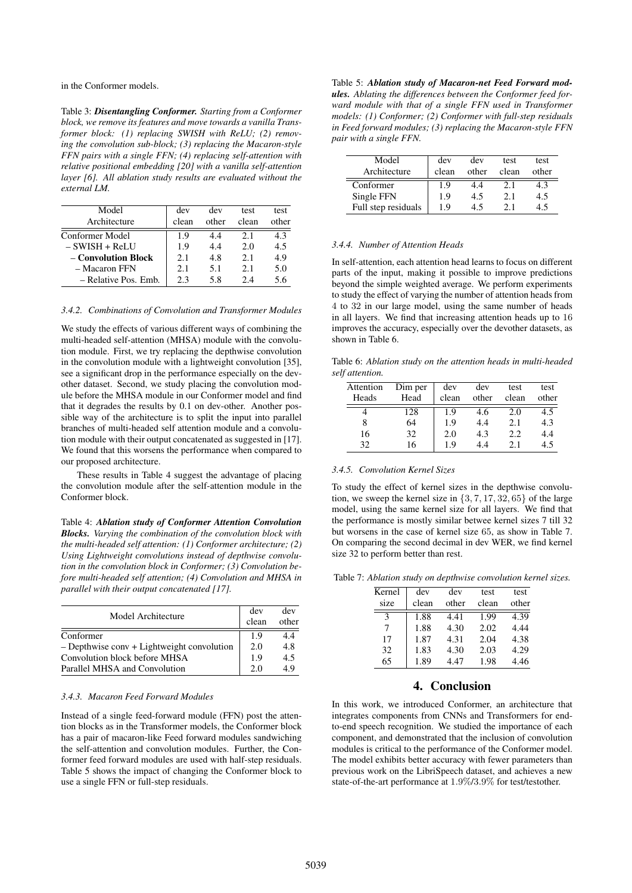in the Conformer models.

Table 3: ***Disentangling Conformer.*** *Starting from a Conformer block, we remove its features and move towards a vanilla Transformer block: (1) replacing SWISH with ReLU; (2) removing the convolution sub-block; (3) replacing the Macaron-style FFN pairs with a single FFN; (4) replacing self-attention with relative positional embedding [20] with a vanilla self-attention layer [6]. All ablation study results are evaluated without the external LM.*

| Model Architecture | dev clean | dev other | test clean | test other |
|---|---|---|---|---|
| Conformer Model | 1.9 | 4.4 | 2.1 | 4.3 |
| – SWISH + ReLU | 1.9 | 4.4 | 2.0 | 4.5 |
| **– Convolution Block** | 2.1 | 4.8 | 2.1 | 4.9 |
| – Macaron FFN | 2.1 | 5.1 | 2.1 | 5.0 |
| – Relative Pos. Emb. | 2.3 | 5.8 | 2.4 | 5.6 |

#### 3.4.2. Combinations of Convolution and Transformer Modules

We study the effects of various different ways of combining the multi-headed self-attention (MHSA) module with the convolution module. First, we try replacing the depthwise convolution in the convolution module with a lightweight convolution [35], see a significant drop in the performance especially on the dev-other dataset. Second, we study placing the convolution module before the MHSA module in our Conformer model and find that it degrades the results by 0.1 on dev-other. Another possible way of the architecture is to split the input into parallel branches of multi-headed self attention module and a convolution module with their output concatenated as suggested in [17]. We found that this worsens the performance when compared to our proposed architecture.

These results in Table 4 suggest the advantage of placing the convolution module after the self-attention module in the Conformer block.

Table 4: ***Ablation study of Conformer Attention Convolution Blocks.*** *Varying the combination of the convolution block with the multi-headed self attention: (1) Conformer architecture; (2) Using Lightweight convolutions instead of depthwise convolution in the convolution block in Conformer; (3) Convolution before multi-headed self attention; (4) Convolution and MHSA in parallel with their output concatenated [17].*

| Model Architecture | dev clean | dev other |
|---|---|---|
| Conformer | 1.9 | 4.4 |
| – Depthwise conv + Lightweight convolution | 2.0 | 4.8 |
| Convolution block before MHSA | 1.9 | 4.5 |
| Parallel MHSA and Convolution | 2.0 | 4.9 |

#### 3.4.3. Macaron Feed Forward Modules

Instead of a single feed-forward module (FFN) post the attention blocks as in the Transformer models, the Conformer block has a pair of macaron-like Feed forward modules sandwiching the self-attention and convolution modules. Further, the Conformer feed forward modules are used with half-step residuals. Table 5 shows the impact of changing the Conformer block to use a single FFN or full-step residuals.

Table 5: ***Ablation study of Macaron-net Feed Forward modules.*** *Ablating the differences between the Conformer feed forward module with that of a single FFN used in Transformer models: (1) Conformer; (2) Conformer with full-step residuals in Feed forward modules; (3) replacing the Macaron-style FFN pair with a single FFN.*

| Model Architecture | dev clean | dev other | test clean | test other |
|---|---|---|---|---|
| Conformer | 1.9 | 4.4 | 2.1 | 4.3 |
| Single FFN | 1.9 | 4.5 | 2.1 | 4.5 |
| Full step residuals | 1.9 | 4.5 | 2.1 | 4.5 |

#### 3.4.4. Number of Attention Heads

In self-attention, each attention head learns to focus on different parts of the input, making it possible to improve predictions beyond the simple weighted average. We perform experiments to study the effect of varying the number of attention heads from 4 to 32 in our large model, using the same number of heads in all layers. We find that increasing attention heads up to 16 improves the accuracy, especially over the devother datasets, as shown in Table 6.

Table 6: *Ablation study on the attention heads in multi-headed self attention.*

| Attention Heads | Dim per Head | dev clean | dev other | test clean | test other |
|---|---|---|---|---|---|
| 4 | 128 | 1.9 | 4.6 | 2.0 | 4.5 |
| 8 | 64 | 1.9 | 4.4 | 2.1 | 4.3 |
| 16 | 32 | 2.0 | 4.3 | 2.2 | 4.4 |
| 32 | 16 | 1.9 | 4.4 | 2.1 | 4.5 |

#### 3.4.5. Convolution Kernel Sizes

To study the effect of kernel sizes in the depthwise convolution, we sweep the kernel size in $\{3, 7, 17, 32, 65\}$ of the large model, using the same kernel size for all layers. We find that the performance is mostly similar betwee kernel sizes 7 till 32 but worsens in the case of kernel size 65, as show in Table 7. On comparing the second decimal in dev WER, we find kernel size 32 to perform better than rest.

Table 7: *Ablation study on depthwise convolution kernel sizes.*

| Kernel size | dev clean | dev other | test clean | test other |
|---|---|---|---|---|
| 3 | 1.88 | 4.41 | 1.99 | 4.39 |
| 7 | 1.88 | 4.30 | 2.02 | 4.44 |
| 17 | 1.87 | 4.31 | 2.04 | 4.38 |
| 32 | 1.83 | 4.30 | 2.03 | 4.29 |
| 65 | 1.89 | 4.47 | 1.98 | 4.46 |

## 4. Conclusion

In this work, we introduced Conformer, an architecture that integrates components from CNNs and Transformers for end-to-end speech recognition. We studied the importance of each component, and demonstrated that the inclusion of convolution modules is critical to the performance of the Conformer model. The model exhibits better accuracy with fewer parameters than previous work on the LibriSpeech dataset, and achieves a new state-of-the-art performance at 1.9%/3.9% for test/testother.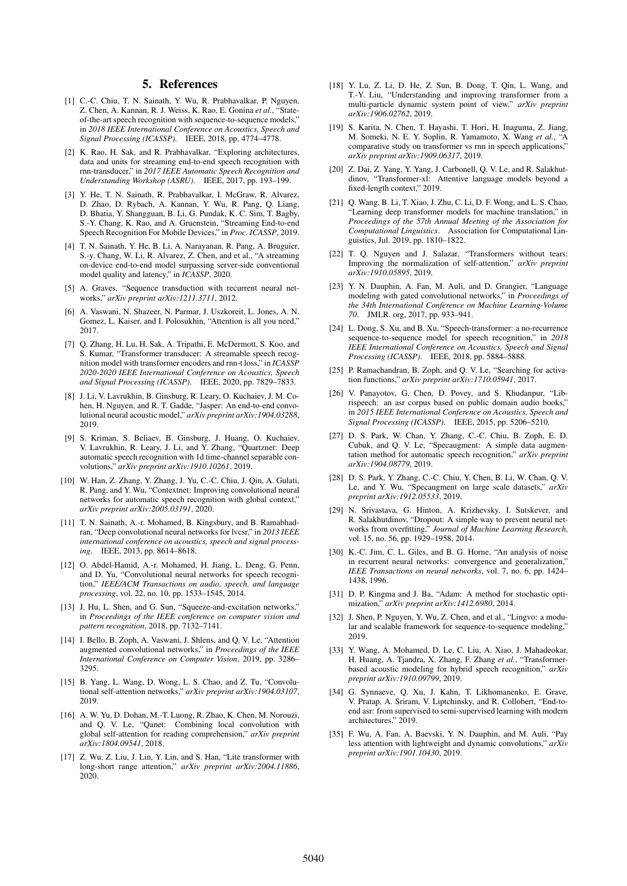## 5. References

[1] C.-C. Chiu, T. N. Sainath, Y. Wu, R. Prabhavalkar, P. Nguyen, Z. Chen, A. Kannan, R. J. Weiss, K. Rao, E. Gonina *et al.*, "State-of-the-art speech recognition with sequence-to-sequence models," in *2018 IEEE International Conference on Acoustics, Speech and Signal Processing (ICASSP)*. IEEE, 2018, pp. 4774–4778.

[2] K. Rao, H. Sak, and R. Prabhavalkar, "Exploring architectures, data and units for streaming end-to-end speech recognition with rnn-transducer," in *2017 IEEE Automatic Speech Recognition and Understanding Workshop (ASRU)*. IEEE, 2017, pp. 193–199.

[3] Y. He, T. N. Sainath, R. Prabhavalkar, I. McGraw, R. Alvarez, D. Zhao, D. Rybach, A. Kannan, Y. Wu, R. Pang, Q. Liang, D. Bhatia, Y. Shangguan, B. Li, G. Pundak, K. C. Sim, T. Bagby, S.-Y. Chang, K. Rao, and A. Gruenstein, "Streaming End-to-end Speech Recognition For Mobile Devices," in *Proc. ICASSP*, 2019.

[4] T. N. Sainath, Y. He, B. Li, A. Narayanan, R. Pang, A. Bruguier, S.-y. Chang, W. Li, R. Alvarez, Z. Chen, and et al., "A streaming on-device end-to-end model surpassing server-side conventional model quality and latency," in *ICASSP*, 2020.

[5] A. Graves, "Sequence transduction with recurrent neural networks," *arXiv preprint arXiv:1211.3711*, 2012.

[6] A. Vaswani, N. Shazeer, N. Parmar, J. Uszkoreit, L. Jones, A. N. Gomez, L. Kaiser, and I. Polosukhin, "Attention is all you need," 2017.

[7] Q. Zhang, H. Lu, H. Sak, A. Tripathi, E. McDermott, S. Koo, and S. Kumar, "Transformer transducer: A streamable speech recognition model with transformer encoders and rnn-t loss," in *ICASSP 2020-2020 IEEE International Conference on Acoustics, Speech and Signal Processing (ICASSP)*. IEEE, 2020, pp. 7829–7833.

[8] J. Li, V. Lavrukhin, B. Ginsburg, R. Leary, O. Kuchaiev, J. M. Cohen, H. Nguyen, and R. T. Gadde, "Jasper: An end-to-end convolutional neural acoustic model," *arXiv preprint arXiv:1904.03288*, 2019.

[9] S. Kriman, S. Beliaev, B. Ginsburg, J. Huang, O. Kuchaiev, V. Lavrukhin, R. Leary, J. Li, and Y. Zhang, "Quartznet: Deep automatic speech recognition with 1d time-channel separable convolutions," *arXiv preprint arXiv:1910.10261*, 2019.

[10] W. Han, Z. Zhang, Y. Zhang, J. Yu, C.-C. Chiu, J. Qin, A. Gulati, R. Pang, and Y. Wu, "Contextnet: Improving convolutional neural networks for automatic speech recognition with global context," *arXiv preprint arXiv:2005.03191*, 2020.

[11] T. N. Sainath, A.-r. Mohamed, B. Kingsbury, and B. Ramabhadran, "Deep convolutional neural networks for lvcsr," in *2013 IEEE international conference on acoustics, speech and signal processing*. IEEE, 2013, pp. 8614–8618.

[12] O. Abdel-Hamid, A.-r. Mohamed, H. Jiang, L. Deng, G. Penn, and D. Yu, "Convolutional neural networks for speech recognition," *IEEE/ACM Transactions on audio, speech, and language processing*, vol. 22, no. 10, pp. 1533–1545, 2014.

[13] J. Hu, L. Shen, and G. Sun, "Squeeze-and-excitation networks," in *Proceedings of the IEEE conference on computer vision and pattern recognition*, 2018, pp. 7132–7141.

[14] I. Bello, B. Zoph, A. Vaswani, J. Shlens, and Q. V. Le, "Attention augmented convolutional networks," in *Proceedings of the IEEE International Conference on Computer Vision*, 2019, pp. 3286–3295.

[15] B. Yang, L. Wang, D. Wong, L. S. Chao, and Z. Tu, "Convolutional self-attention networks," *arXiv preprint arXiv:1904.03107*, 2019.

[16] A. W. Yu, D. Dohan, M.-T. Luong, R. Zhao, K. Chen, M. Norouzi, and Q. V. Le, "Qanet: Combining local convolution with global self-attention for reading comprehension," *arXiv preprint arXiv:1804.09541*, 2018.

[17] Z. Wu, Z. Liu, J. Lin, Y. Lin, and S. Han, "Lite transformer with long-short range attention," *arXiv preprint arXiv:2004.11886*, 2020.

[18] Y. Lu, Z. Li, D. He, Z. Sun, B. Dong, T. Qin, L. Wang, and T.-Y. Liu, "Understanding and improving transformer from a multi-particle dynamic system point of view," *arXiv preprint arXiv:1906.02762*, 2019.

[19] S. Karita, N. Chen, T. Hayashi, T. Hori, H. Inaguma, Z. Jiang, M. Someki, N. E. Y. Soplin, R. Yamamoto, X. Wang *et al.*, "A comparative study on transformer vs rnn in speech applications," *arXiv preprint arXiv:1909.06317*, 2019.

[20] Z. Dai, Z. Yang, Y. Yang, J. Carbonell, Q. V. Le, and R. Salakhutdinov, "Transformer-xl: Attentive language models beyond a fixed-length context," 2019.

[21] Q. Wang, B. Li, T. Xiao, J. Zhu, C. Li, D. F. Wong, and L. S. Chao, "Learning deep transformer models for machine translation," in *Proceedings of the 57th Annual Meeting of the Association for Computational Linguistics*. Association for Computational Linguistics, Jul. 2019, pp. 1810–1822.

[22] T. Q. Nguyen and J. Salazar, "Transformers without tears: Improving the normalization of self-attention," *arXiv preprint arXiv:1910.05895*, 2019.

[23] Y. N. Dauphin, A. Fan, M. Auli, and D. Grangier, "Language modeling with gated convolutional networks," in *Proceedings of the 34th International Conference on Machine Learning-Volume 70*. JMLR. org, 2017, pp. 933–941.

[24] L. Dong, S. Xu, and B. Xu, "Speech-transformer: a no-recurrence sequence-to-sequence model for speech recognition," in *2018 IEEE International Conference on Acoustics, Speech and Signal Processing (ICASSP)*. IEEE, 2018, pp. 5884–5888.

[25] P. Ramachandran, B. Zoph, and Q. V. Le, "Searching for activation functions," *arXiv preprint arXiv:1710.05941*, 2017.

[26] V. Panayotov, G. Chen, D. Povey, and S. Khudanpur, "Librispeech: an asr corpus based on public domain audio books," in *2015 IEEE International Conference on Acoustics, Speech and Signal Processing (ICASSP)*. IEEE, 2015, pp. 5206–5210.

[27] D. S. Park, W. Chan, Y. Zhang, C.-C. Chiu, B. Zoph, E. D. Cubuk, and Q. V. Le, "Specaugment: A simple data augmentation method for automatic speech recognition," *arXiv preprint arXiv:1904.08779*, 2019.

[28] D. S. Park, Y. Zhang, C.-C. Chiu, Y. Chen, B. Li, W. Chan, Q. V. Le, and Y. Wu, "Specaugment on large scale datasets," *arXiv preprint arXiv:1912.05533*, 2019.

[29] N. Srivastava, G. Hinton, A. Krizhevsky, I. Sutskever, and R. Salakhutdinov, "Dropout: A simple way to prevent neural networks from overfitting," *Journal of Machine Learning Research*, vol. 15, no. 56, pp. 1929–1958, 2014.

[30] K.-C. Jim, C. L. Giles, and B. G. Horne, "An analysis of noise in recurrent neural networks: convergence and generalization," *IEEE Transactions on neural networks*, vol. 7, no. 6, pp. 1424–1438, 1996.

[31] D. P. Kingma and J. Ba, "Adam: A method for stochastic optimization," *arXiv preprint arXiv:1412.6980*, 2014.

[32] J. Shen, P. Nguyen, Y. Wu, Z. Chen, and et al., "Lingvo: a modular and scalable framework for sequence-to-sequence modeling," 2019.

[33] Y. Wang, A. Mohamed, D. Le, C. Liu, A. Xiao, J. Mahadeokar, H. Huang, A. Tjandra, X. Zhang, F. Zhang *et al.*, "Transformer-based acoustic modeling for hybrid speech recognition," *arXiv preprint arXiv:1910.09799*, 2019.

[34] G. Synnaeve, Q. Xu, J. Kahn, T. Likhomanenko, E. Grave, V. Pratap, A. Sriram, V. Liptchinsky, and R. Collobert, "End-to-end asr: from supervised to semi-supervised learning with modern architectures," 2019.

[35] F. Wu, A. Fan, A. Baevski, Y. N. Dauphin, and M. Auli, "Pay less attention with lightweight and dynamic convolutions," *arXiv preprint arXiv:1901.10430*, 2019.